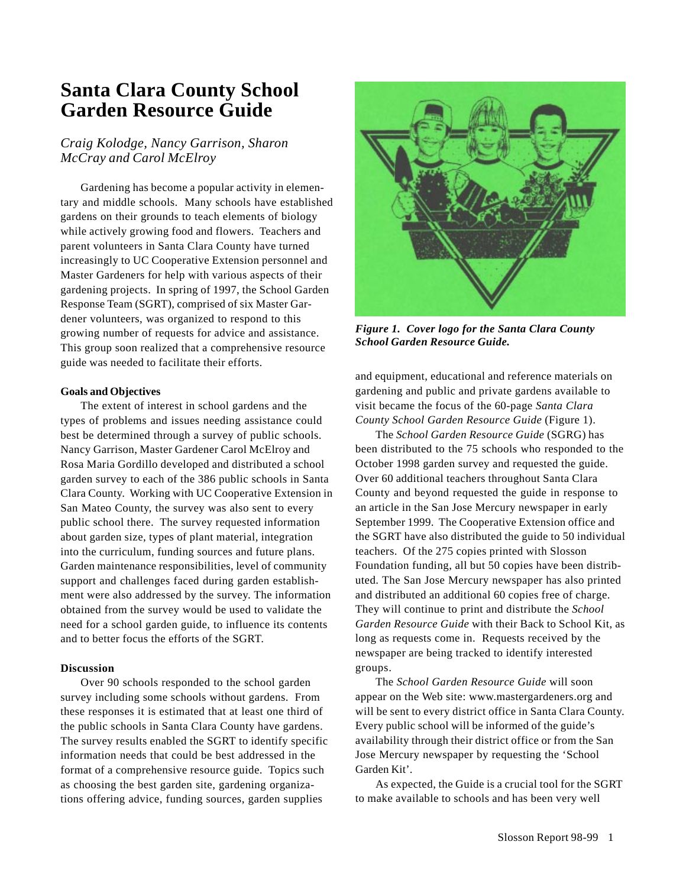# Santa Clara County School Garden Resource Guide

*Craig Kolodge, Nancy Garrison, Sharon McCray and Carol McElroy*

Gardening has become a popular activity in elementary and middle schools. Many schools have established gardens on their grounds to teach elements of biology while actively growing food and flowers. Teachers and parent volunteers in Santa Clara County have turned increasingly to UC Cooperative Extension personnel and Master Gardeners for help with various aspects of their gardening projects. In spring of 1997, the School Garden Response Team (SGRT), comprised of six Master Gardener volunteers, was organized to respond to this growing number of requests for advice and assistance. This group soon realized that a comprehensive resource guide was needed to facilitate their efforts.

**Goals and Objectives**

The extent of interest in school gardens and the types of problems and issues needing assistance could best be determined through a survey of public schools. Nancy Garrison, Master Gardener Carol McElroy and Rosa Maria Gordillo developed and distributed a school garden survey to each of the 386 public schools in Santa Clara County. Working with UC Cooperative Extension in San Mateo County, the survey was also sent to every public school there. The survey requested information about garden size, types of plant material, integration into the curriculum, funding sources and future plans. Garden maintenance responsibilities, level of community support and challenges faced during garden establishment were also addressed by the survey. The information obtained from the survey would be used to validate the need for a school garden guide, to influence its contents and to better focus the efforts of the SGRT.

**Discussion**

Over 90 schools responded to the school garden survey including some schools without gardens. From these responses it is estimated that at least one third of the public schools in Santa Clara County have gardens. The survey results enabled the SGRT to identify specific information needs that could be best addressed in the format of a comprehensive resource guide. Topics such as choosing the best garden site, gardening organizations offering advice, funding sources, garden supplies and equipment, educational and reference materials on gardening and public and private gardens available to visit became the focus of the 60-page *Santa Clara County School Garden Resource Guide* (Figure 1).

***Figure 1. Cover logo for the Santa Clara County School Garden Resource Guide.***

The *School Garden Resource Guide* (SGRG) has been distributed to the 75 schools who responded to the October 1998 garden survey and requested the guide. Over 60 additional teachers throughout Santa Clara County and beyond requested the guide in response to an article in the San Jose Mercury newspaper in early September 1999. The Cooperative Extension office and the SGRT have also distributed the guide to 50 individual teachers. Of the 275 copies printed with Slosson Foundation funding, all but 50 copies have been distributed. The San Jose Mercury newspaper has also printed and distributed an additional 60 copies free of charge. They will continue to print and distribute the *School Garden Resource Guide* with their Back to School Kit, as long as requests come in. Requests received by the newspaper are being tracked to identify interested groups.

The *School Garden Resource Guide* will soon appear on the Web site: www.mastergardeners.org and will be sent to every district office in Santa Clara County. Every public school will be informed of the guide's availability through their district office or from the San Jose Mercury newspaper by requesting the 'School Garden Kit'.

As expected, the Guide is a crucial tool for the SGRT to make available to schools and has been very well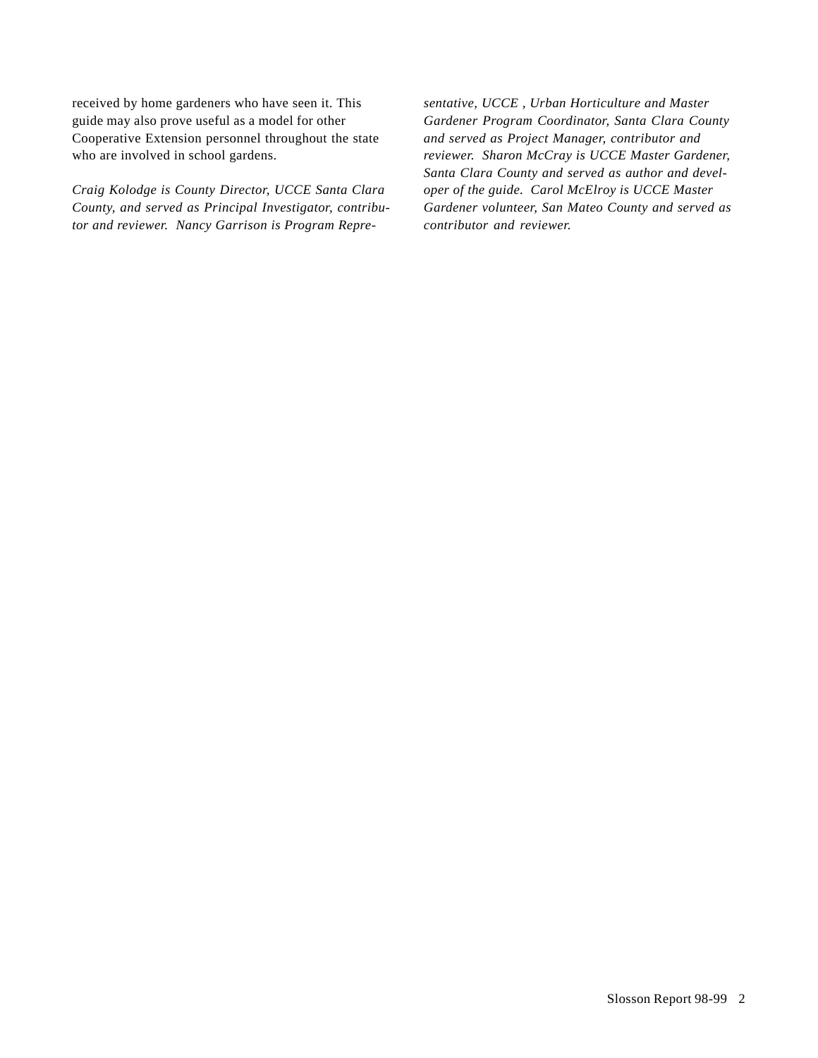received by home gardeners who have seen it. This guide may also prove useful as a model for other Cooperative Extension personnel throughout the state who are involved in school gardens.

*Craig Kolodge is County Director, UCCE Santa Clara County, and served as Principal Investigator, contributor and reviewer. Nancy Garrison is Program Representative, UCCE , Urban Horticulture and Master Gardener Program Coordinator, Santa Clara County and served as Project Manager, contributor and reviewer. Sharon McCray is UCCE Master Gardener, Santa Clara County and served as author and developer of the guide. Carol McElroy is UCCE Master Gardener volunteer, San Mateo County and served as contributor and reviewer.*